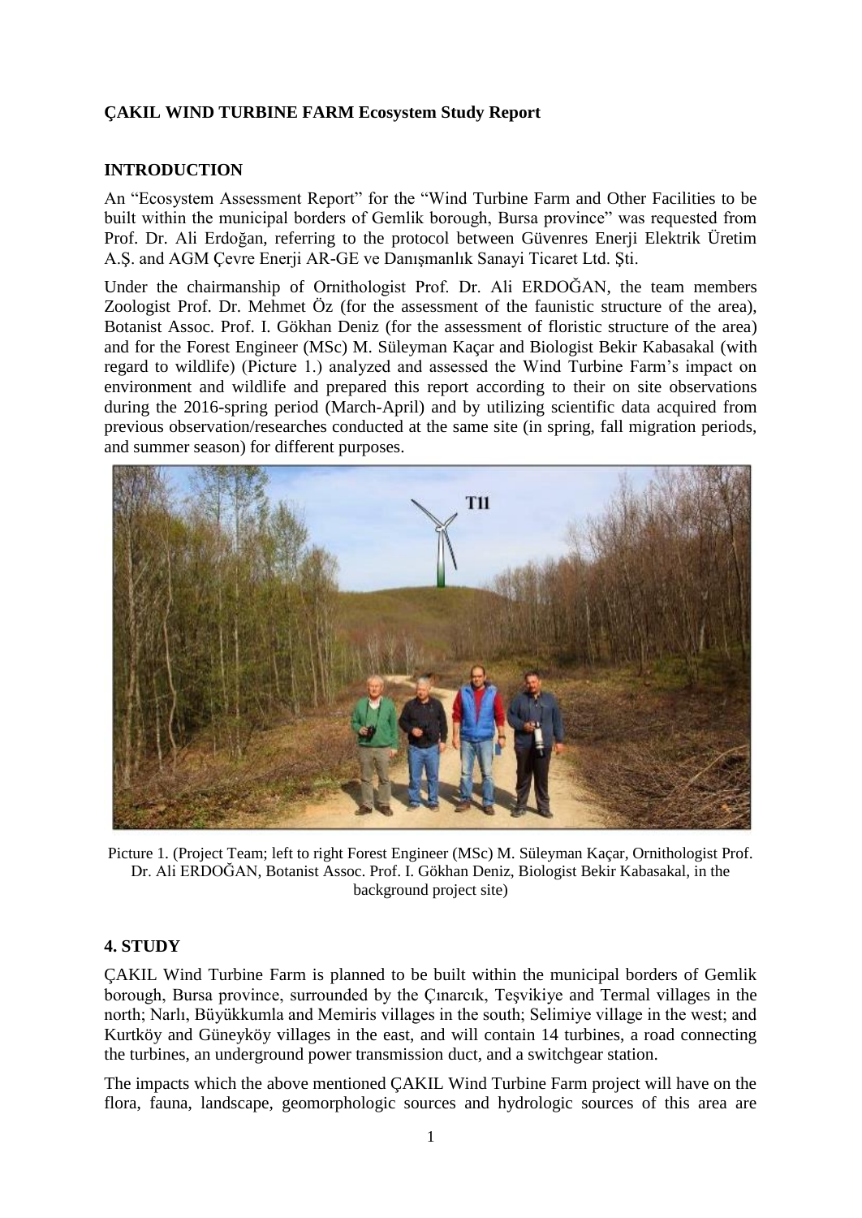**ÇAKIL WIND TURBINE FARM Ecosystem Study Report**

**INTRODUCTION**

An "Ecosystem Assessment Report" for the "Wind Turbine Farm and Other Facilities to be built within the municipal borders of Gemlik borough, Bursa province" was requested from Prof. Dr. Ali Erdoğan, referring to the protocol between Güvenres Enerji Elektrik Üretim A.Ş. and AGM Çevre Enerji AR-GE ve Danışmanlık Sanayi Ticaret Ltd. Şti.

Under the chairmanship of Ornithologist Prof. Dr. Ali ERDOĞAN, the team members Zoologist Prof. Dr. Mehmet Öz (for the assessment of the faunistic structure of the area), Botanist Assoc. Prof. I. Gökhan Deniz (for the assessment of floristic structure of the area) and for the Forest Engineer (MSc) M. Süleyman Kaçar and Biologist Bekir Kabasakal (with regard to wildlife) (Picture 1.) analyzed and assessed the Wind Turbine Farm's impact on environment and wildlife and prepared this report according to their on site observations during the 2016-spring period (March-April) and by utilizing scientific data acquired from previous observation/researches conducted at the same site (in spring, fall migration periods, and summer season) for different purposes.

Picture 1. (Project Team; left to right Forest Engineer (MSc) M. Süleyman Kaçar, Ornithologist Prof. Dr. Ali ERDOĞAN, Botanist Assoc. Prof. I. Gökhan Deniz, Biologist Bekir Kabasakal, in the background project site)

**4. STUDY**

ÇAKIL Wind Turbine Farm is planned to be built within the municipal borders of Gemlik borough, Bursa province, surrounded by the Çınarcık, Teşvikiye and Termal villages in the north; Narlı, Büyükkumla and Memiris villages in the south; Selimiye village in the west; and Kurtköy and Güneyköy villages in the east, and will contain 14 turbines, a road connecting the turbines, an underground power transmission duct, and a switchgear station.

The impacts which the above mentioned ÇAKIL Wind Turbine Farm project will have on the flora, fauna, landscape, geomorphologic sources and hydrologic sources of this area are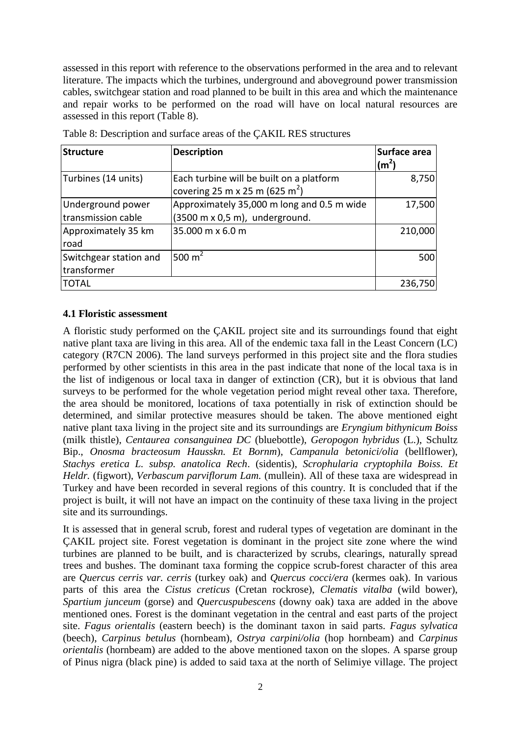assessed in this report with reference to the observations performed in the area and to relevant literature. The impacts which the turbines, underground and aboveground power transmission cables, switchgear station and road planned to be built in this area and which the maintenance and repair works to be performed on the road will have on local natural resources are assessed in this report (Table 8).

Table 8: Description and surface areas of the ÇAKIL RES structures

| Structure | Description | Surface area ($m^2$) |
|---|---|---|
| Turbines (14 units) | Each turbine will be built on a platform covering 25 m x 25 m (625 $m^2$) | 8,750 |
| Underground power transmission cable | Approximately 35,000 m long and 0.5 m wide (3500 m x 0,5 m), underground. | 17,500 |
| Approximately 35 km road | 35.000 m x 6.0 m | 210,000 |
| Switchgear station and transformer | 500 $m^2$ | 500 |
| TOTAL | | 236,750 |

### 4.1 Floristic assessment

A floristic study performed on the ÇAKIL project site and its surroundings found that eight native plant taxa are living in this area. All of the endemic taxa fall in the Least Concern (LC) category (R7CN 2006). The land surveys performed in this project site and the flora studies performed by other scientists in this area in the past indicate that none of the local taxa is in the list of indigenous or local taxa in danger of extinction (CR), but it is obvious that land surveys to be performed for the whole vegetation period might reveal other taxa. Therefore, the area should be monitored, locations of taxa potentially in risk of extinction should be determined, and similar protective measures should be taken. The above mentioned eight native plant taxa living in the project site and its surroundings are *Eryngium bithynicum Boiss* (milk thistle), *Centaurea consanguinea DC* (bluebottle), *Geropogon hybridus* (L.), Schultz Bip., *Onosma bracteosum Hausskn. Et Bornm*), *Campanula betonici/olia* (bellflower), *Stachys eretica L. subsp. anatolica Rech*. (sidentis), *Scrophularia cryptophila Boiss. Et Heldr.* (figwort), *Verbascum parviflorum Lam.* (mullein). All of these taxa are widespread in Turkey and have been recorded in several regions of this country. It is concluded that if the project is built, it will not have an impact on the continuity of these taxa living in the project site and its surroundings.

It is assessed that in general scrub, forest and ruderal types of vegetation are dominant in the ÇAKIL project site. Forest vegetation is dominant in the project site zone where the wind turbines are planned to be built, and is characterized by scrubs, clearings, naturally spread trees and bushes. The dominant taxa forming the coppice scrub-forest character of this area are *Quercus cerris var. cerris* (turkey oak) and *Quercus cocci/era* (kermes oak). In various parts of this area the *Cistus creticus* (Cretan rockrose), *Clematis vitalba* (wild bower), *Spartium junceum* (gorse) and *Quercuspubescens* (downy oak) taxa are added in the above mentioned ones. Forest is the dominant vegetation in the central and east parts of the project site. *Fagus orientalis* (eastern beech) is the dominant taxon in said parts. *Fagus sylvatica* (beech), *Carpinus betulus* (hornbeam), *Ostrya carpini/olia* (hop hornbeam) and *Carpinus orientalis* (hornbeam) are added to the above mentioned taxon on the slopes. A sparse group of Pinus nigra (black pine) is added to said taxa at the north of Selimiye village. The project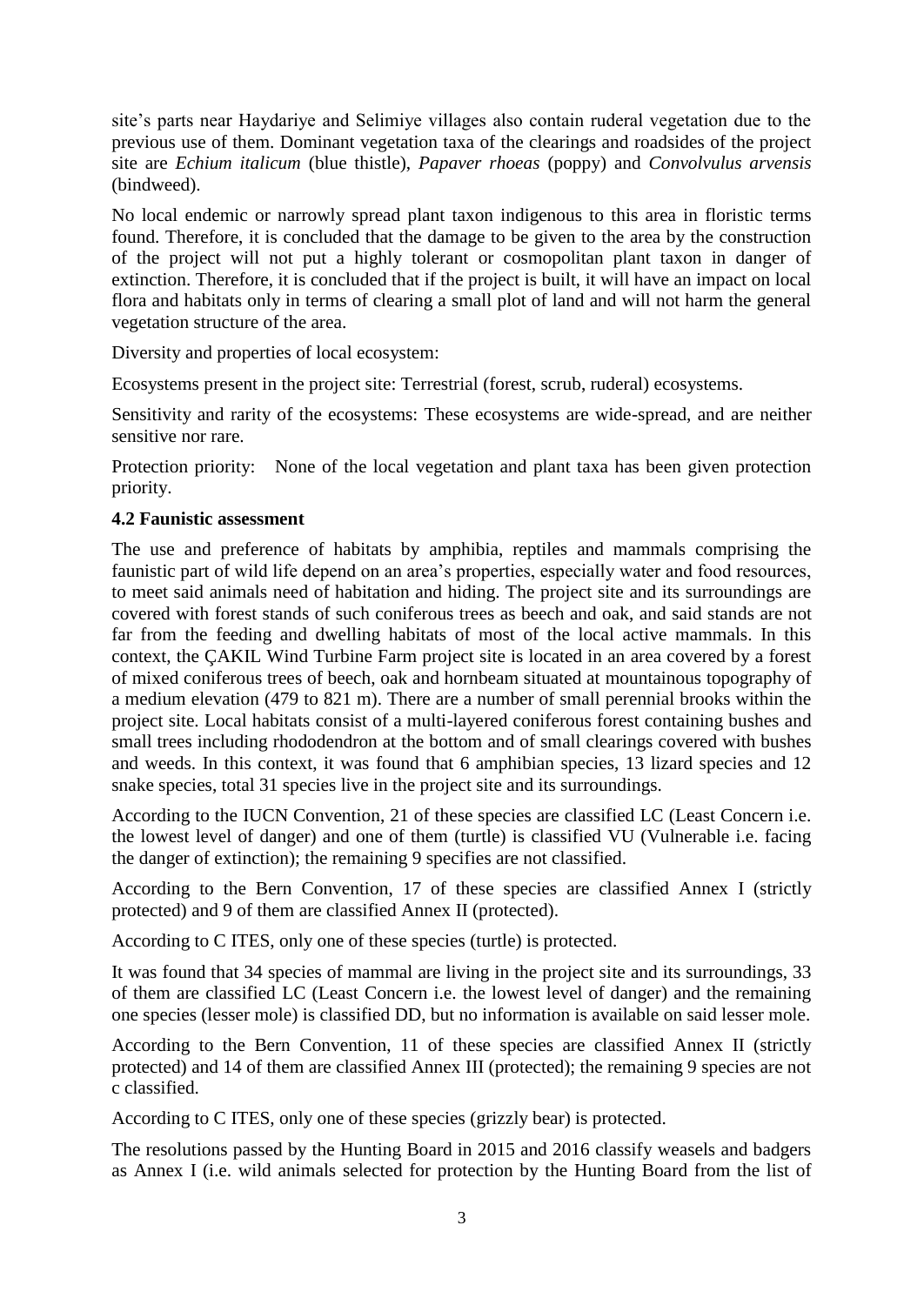site's parts near Haydariye and Selimiye villages also contain ruderal vegetation due to the previous use of them. Dominant vegetation taxa of the clearings and roadsides of the project site are *Echium italicum* (blue thistle), *Papaver rhoeas* (poppy) and *Convolvulus arvensis* (bindweed).

No local endemic or narrowly spread plant taxon indigenous to this area in floristic terms found. Therefore, it is concluded that the damage to be given to the area by the construction of the project will not put a highly tolerant or cosmopolitan plant taxon in danger of extinction. Therefore, it is concluded that if the project is built, it will have an impact on local flora and habitats only in terms of clearing a small plot of land and will not harm the general vegetation structure of the area.

Diversity and properties of local ecosystem:

Ecosystems present in the project site: Terrestrial (forest, scrub, ruderal) ecosystems.

Sensitivity and rarity of the ecosystems: These ecosystems are wide-spread, and are neither sensitive nor rare.

Protection priority: None of the local vegetation and plant taxa has been given protection priority.

### 4.2 Faunistic assessment

The use and preference of habitats by amphibia, reptiles and mammals comprising the faunistic part of wild life depend on an area's properties, especially water and food resources, to meet said animals need of habitation and hiding. The project site and its surroundings are covered with forest stands of such coniferous trees as beech and oak, and said stands are not far from the feeding and dwelling habitats of most of the local active mammals. In this context, the ÇAKIL Wind Turbine Farm project site is located in an area covered by a forest of mixed coniferous trees of beech, oak and hornbeam situated at mountainous topography of a medium elevation (479 to 821 m). There are a number of small perennial brooks within the project site. Local habitats consist of a multi-layered coniferous forest containing bushes and small trees including rhododendron at the bottom and of small clearings covered with bushes and weeds. In this context, it was found that 6 amphibian species, 13 lizard species and 12 snake species, total 31 species live in the project site and its surroundings.

According to the IUCN Convention, 21 of these species are classified LC (Least Concern i.e. the lowest level of danger) and one of them (turtle) is classified VU (Vulnerable i.e. facing the danger of extinction); the remaining 9 specifies are not classified.

According to the Bern Convention, 17 of these species are classified Annex I (strictly protected) and 9 of them are classified Annex II (protected).

According to C ITES, only one of these species (turtle) is protected.

It was found that 34 species of mammal are living in the project site and its surroundings, 33 of them are classified LC (Least Concern i.e. the lowest level of danger) and the remaining one species (lesser mole) is classified DD, but no information is available on said lesser mole.

According to the Bern Convention, 11 of these species are classified Annex II (strictly protected) and 14 of them are classified Annex III (protected); the remaining 9 species are not c classified.

According to C ITES, only one of these species (grizzly bear) is protected.

The resolutions passed by the Hunting Board in 2015 and 2016 classify weasels and badgers as Annex I (i.e. wild animals selected for protection by the Hunting Board from the list of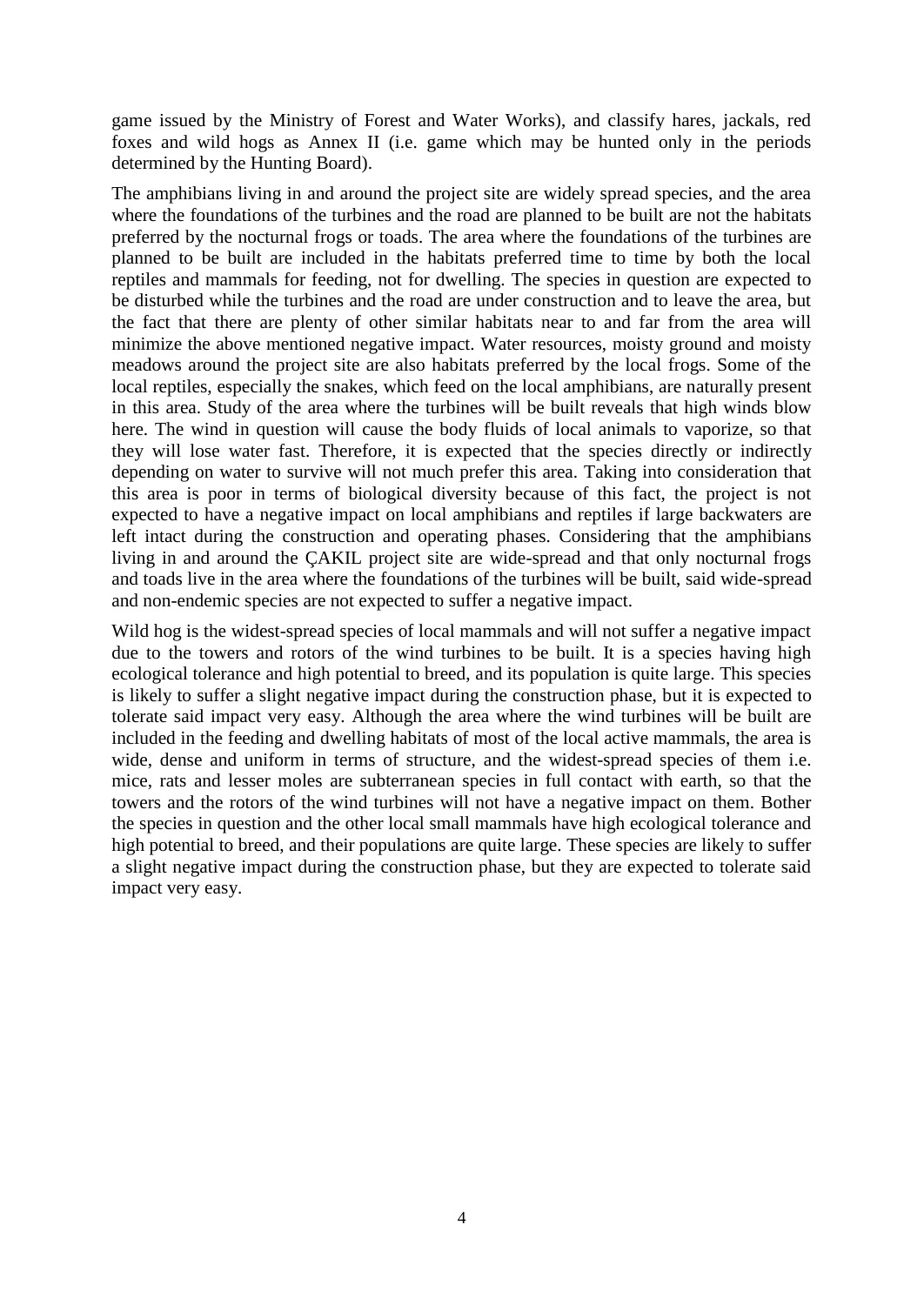game issued by the Ministry of Forest and Water Works), and classify hares, jackals, red foxes and wild hogs as Annex II (i.e. game which may be hunted only in the periods determined by the Hunting Board).

The amphibians living in and around the project site are widely spread species, and the area where the foundations of the turbines and the road are planned to be built are not the habitats preferred by the nocturnal frogs or toads. The area where the foundations of the turbines are planned to be built are included in the habitats preferred time to time by both the local reptiles and mammals for feeding, not for dwelling. The species in question are expected to be disturbed while the turbines and the road are under construction and to leave the area, but the fact that there are plenty of other similar habitats near to and far from the area will minimize the above mentioned negative impact. Water resources, moisty ground and moisty meadows around the project site are also habitats preferred by the local frogs. Some of the local reptiles, especially the snakes, which feed on the local amphibians, are naturally present in this area. Study of the area where the turbines will be built reveals that high winds blow here. The wind in question will cause the body fluids of local animals to vaporize, so that they will lose water fast. Therefore, it is expected that the species directly or indirectly depending on water to survive will not much prefer this area. Taking into consideration that this area is poor in terms of biological diversity because of this fact, the project is not expected to have a negative impact on local amphibians and reptiles if large backwaters are left intact during the construction and operating phases. Considering that the amphibians living in and around the ÇAKIL project site are wide-spread and that only nocturnal frogs and toads live in the area where the foundations of the turbines will be built, said wide-spread and non-endemic species are not expected to suffer a negative impact.

Wild hog is the widest-spread species of local mammals and will not suffer a negative impact due to the towers and rotors of the wind turbines to be built. It is a species having high ecological tolerance and high potential to breed, and its population is quite large. This species is likely to suffer a slight negative impact during the construction phase, but it is expected to tolerate said impact very easy. Although the area where the wind turbines will be built are included in the feeding and dwelling habitats of most of the local active mammals, the area is wide, dense and uniform in terms of structure, and the widest-spread species of them i.e. mice, rats and lesser moles are subterranean species in full contact with earth, so that the towers and the rotors of the wind turbines will not have a negative impact on them. Bother the species in question and the other local small mammals have high ecological tolerance and high potential to breed, and their populations are quite large. These species are likely to suffer a slight negative impact during the construction phase, but they are expected to tolerate said impact very easy.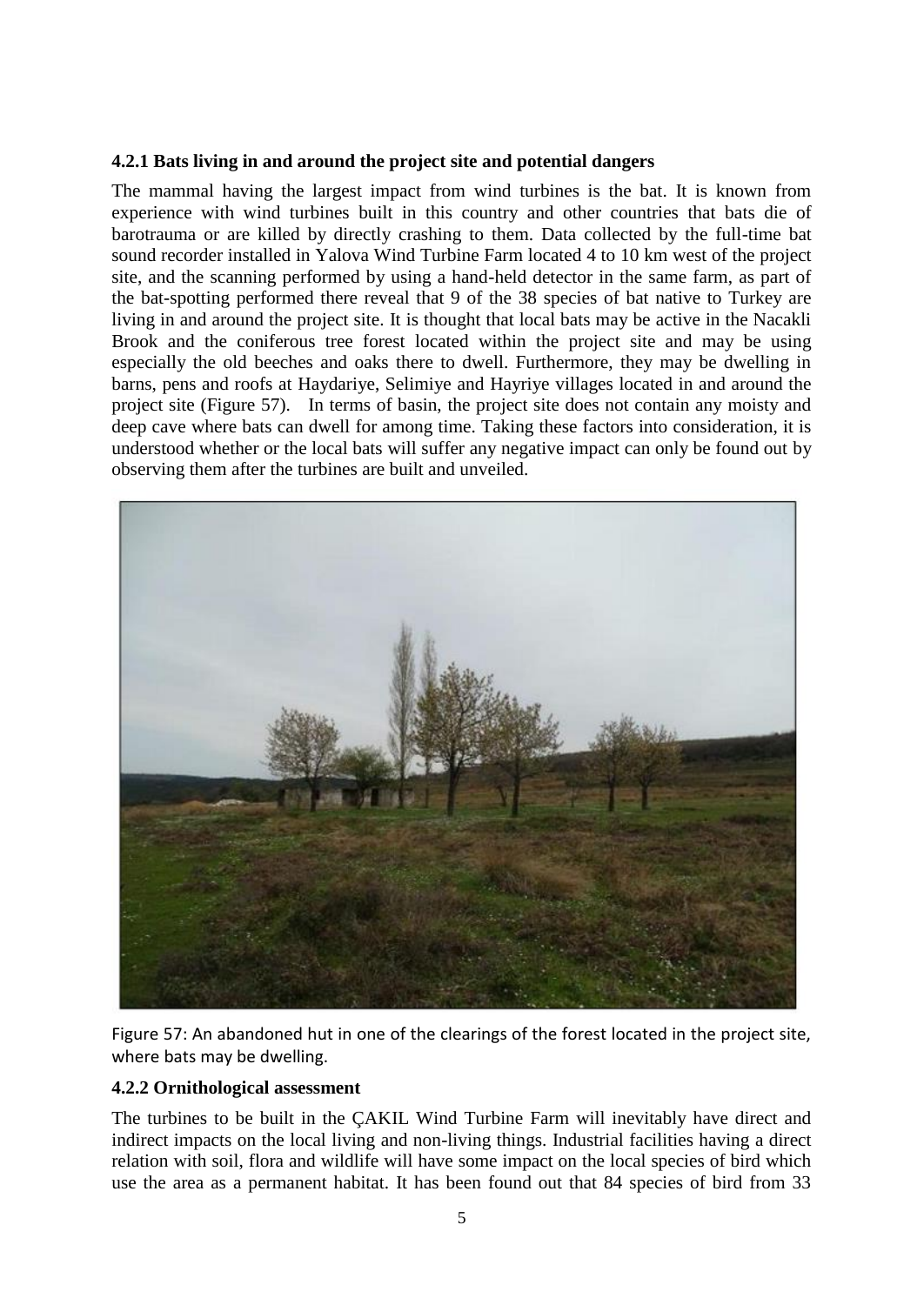### 4.2.1 Bats living in and around the project site and potential dangers

The mammal having the largest impact from wind turbines is the bat. It is known from experience with wind turbines built in this country and other countries that bats die of barotrauma or are killed by directly crashing to them. Data collected by the full-time bat sound recorder installed in Yalova Wind Turbine Farm located 4 to 10 km west of the project site, and the scanning performed by using a hand-held detector in the same farm, as part of the bat-spotting performed there reveal that 9 of the 38 species of bat native to Turkey are living in and around the project site. It is thought that local bats may be active in the Nacakli Brook and the coniferous tree forest located within the project site and may be using especially the old beeches and oaks there to dwell. Furthermore, they may be dwelling in barns, pens and roofs at Haydariye, Selimiye and Hayriye villages located in and around the project site (Figure 57). In terms of basin, the project site does not contain any moisty and deep cave where bats can dwell for among time. Taking these factors into consideration, it is understood whether or the local bats will suffer any negative impact can only be found out by observing them after the turbines are built and unveiled.

Figure 57: An abandoned hut in one of the clearings of the forest located in the project site, where bats may be dwelling.

### 4.2.2 Ornithological assessment

The turbines to be built in the ÇAKIL Wind Turbine Farm will inevitably have direct and indirect impacts on the local living and non-living things. Industrial facilities having a direct relation with soil, flora and wildlife will have some impact on the local species of bird which use the area as a permanent habitat. It has been found out that 84 species of bird from 33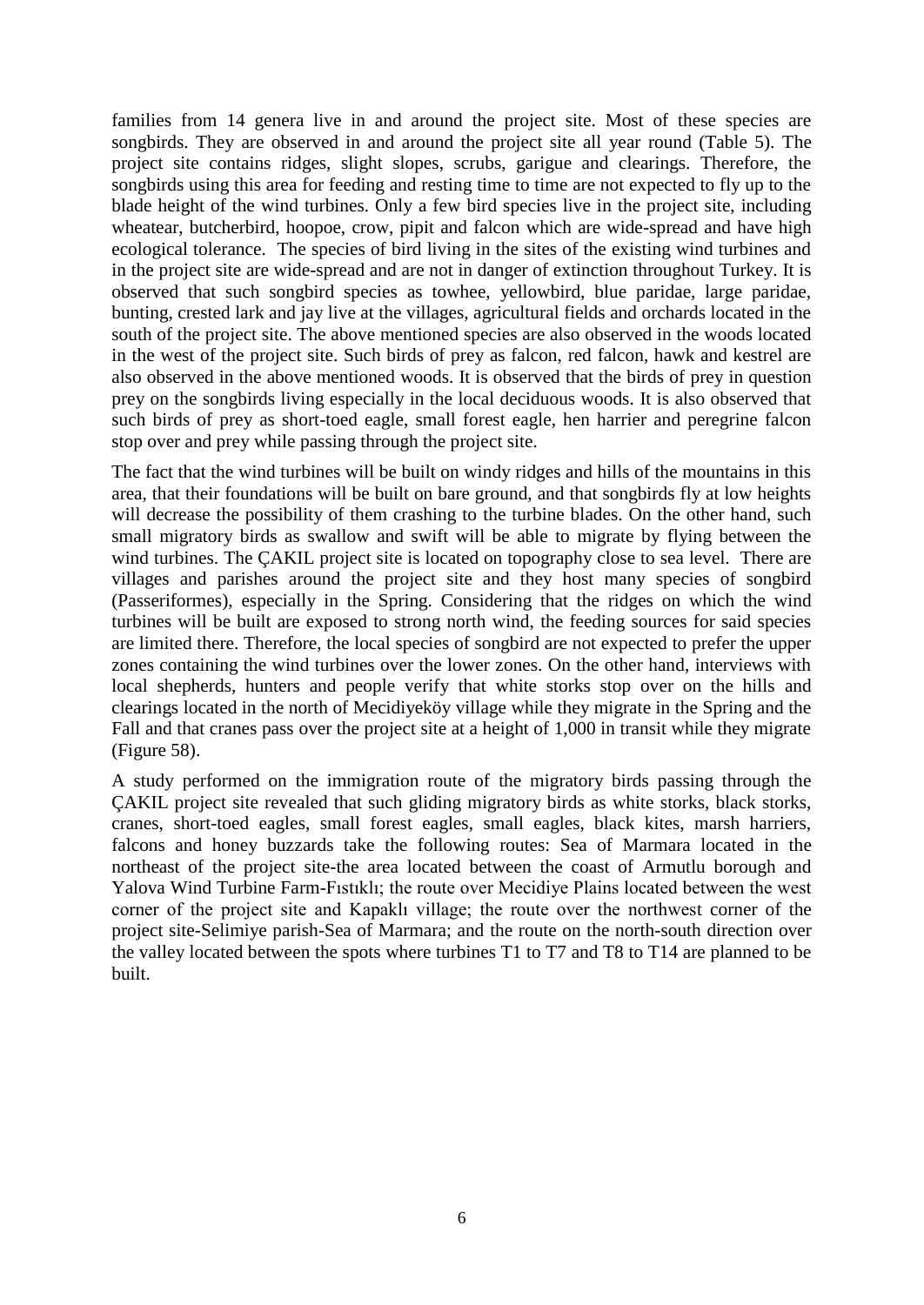families from 14 genera live in and around the project site. Most of these species are songbirds. They are observed in and around the project site all year round (Table 5). The project site contains ridges, slight slopes, scrubs, garigue and clearings. Therefore, the songbirds using this area for feeding and resting time to time are not expected to fly up to the blade height of the wind turbines. Only a few bird species live in the project site, including wheatear, butcherbird, hoopoe, crow, pipit and falcon which are wide-spread and have high ecological tolerance. The species of bird living in the sites of the existing wind turbines and in the project site are wide-spread and are not in danger of extinction throughout Turkey. It is observed that such songbird species as towhee, yellowbird, blue paridae, large paridae, bunting, crested lark and jay live at the villages, agricultural fields and orchards located in the south of the project site. The above mentioned species are also observed in the woods located in the west of the project site. Such birds of prey as falcon, red falcon, hawk and kestrel are also observed in the above mentioned woods. It is observed that the birds of prey in question prey on the songbirds living especially in the local deciduous woods. It is also observed that such birds of prey as short-toed eagle, small forest eagle, hen harrier and peregrine falcon stop over and prey while passing through the project site.

The fact that the wind turbines will be built on windy ridges and hills of the mountains in this area, that their foundations will be built on bare ground, and that songbirds fly at low heights will decrease the possibility of them crashing to the turbine blades. On the other hand, such small migratory birds as swallow and swift will be able to migrate by flying between the wind turbines. The ÇAKIL project site is located on topography close to sea level. There are villages and parishes around the project site and they host many species of songbird (Passeriformes), especially in the Spring. Considering that the ridges on which the wind turbines will be built are exposed to strong north wind, the feeding sources for said species are limited there. Therefore, the local species of songbird are not expected to prefer the upper zones containing the wind turbines over the lower zones. On the other hand, interviews with local shepherds, hunters and people verify that white storks stop over on the hills and clearings located in the north of Mecidiyeköy village while they migrate in the Spring and the Fall and that cranes pass over the project site at a height of 1,000 in transit while they migrate (Figure 58).

A study performed on the immigration route of the migratory birds passing through the ÇAKIL project site revealed that such gliding migratory birds as white storks, black storks, cranes, short-toed eagles, small forest eagles, small eagles, black kites, marsh harriers, falcons and honey buzzards take the following routes: Sea of Marmara located in the northeast of the project site-the area located between the coast of Armutlu borough and Yalova Wind Turbine Farm-Fıstıklı; the route over Mecidiye Plains located between the west corner of the project site and Kapaklı village; the route over the northwest corner of the project site-Selimiye parish-Sea of Marmara; and the route on the north-south direction over the valley located between the spots where turbines T1 to T7 and T8 to T14 are planned to be built.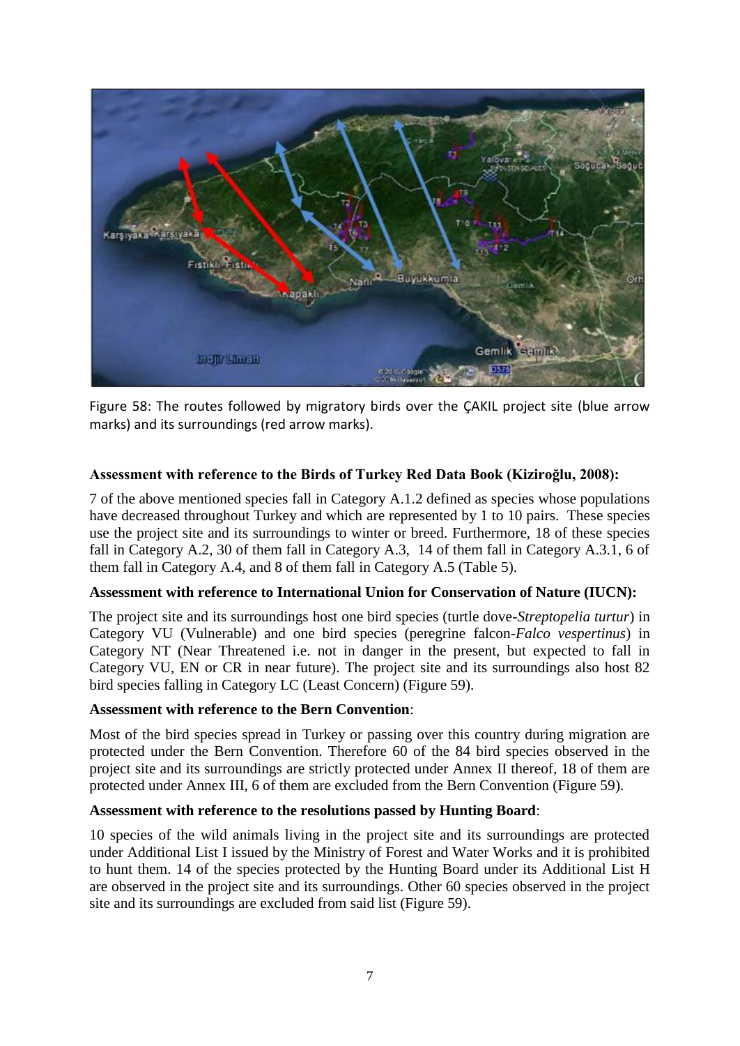Figure 58: The routes followed by migratory birds over the ÇAKIL project site (blue arrow marks) and its surroundings (red arrow marks).

**Assessment with reference to the Birds of Turkey Red Data Book (Kiziroğlu, 2008):**

7 of the above mentioned species fall in Category A.1.2 defined as species whose populations have decreased throughout Turkey and which are represented by 1 to 10 pairs. These species use the project site and its surroundings to winter or breed. Furthermore, 18 of these species fall in Category A.2, 30 of them fall in Category A.3, 14 of them fall in Category A.3.1, 6 of them fall in Category A.4, and 8 of them fall in Category A.5 (Table 5).

**Assessment with reference to International Union for Conservation of Nature (IUCN):**

The project site and its surroundings host one bird species (turtle dove-*Streptopelia turtur*) in Category VU (Vulnerable) and one bird species (peregrine falcon-*Falco vespertinus*) in Category NT (Near Threatened i.e. not in danger in the present, but expected to fall in Category VU, EN or CR in near future). The project site and its surroundings also host 82 bird species falling in Category LC (Least Concern) (Figure 59).

**Assessment with reference to the Bern Convention**:

Most of the bird species spread in Turkey or passing over this country during migration are protected under the Bern Convention. Therefore 60 of the 84 bird species observed in the project site and its surroundings are strictly protected under Annex II thereof, 18 of them are protected under Annex III, 6 of them are excluded from the Bern Convention (Figure 59).

**Assessment with reference to the resolutions passed by Hunting Board**:

10 species of the wild animals living in the project site and its surroundings are protected under Additional List I issued by the Ministry of Forest and Water Works and it is prohibited to hunt them. 14 of the species protected by the Hunting Board under its Additional List H are observed in the project site and its surroundings. Other 60 species observed in the project site and its surroundings are excluded from said list (Figure 59).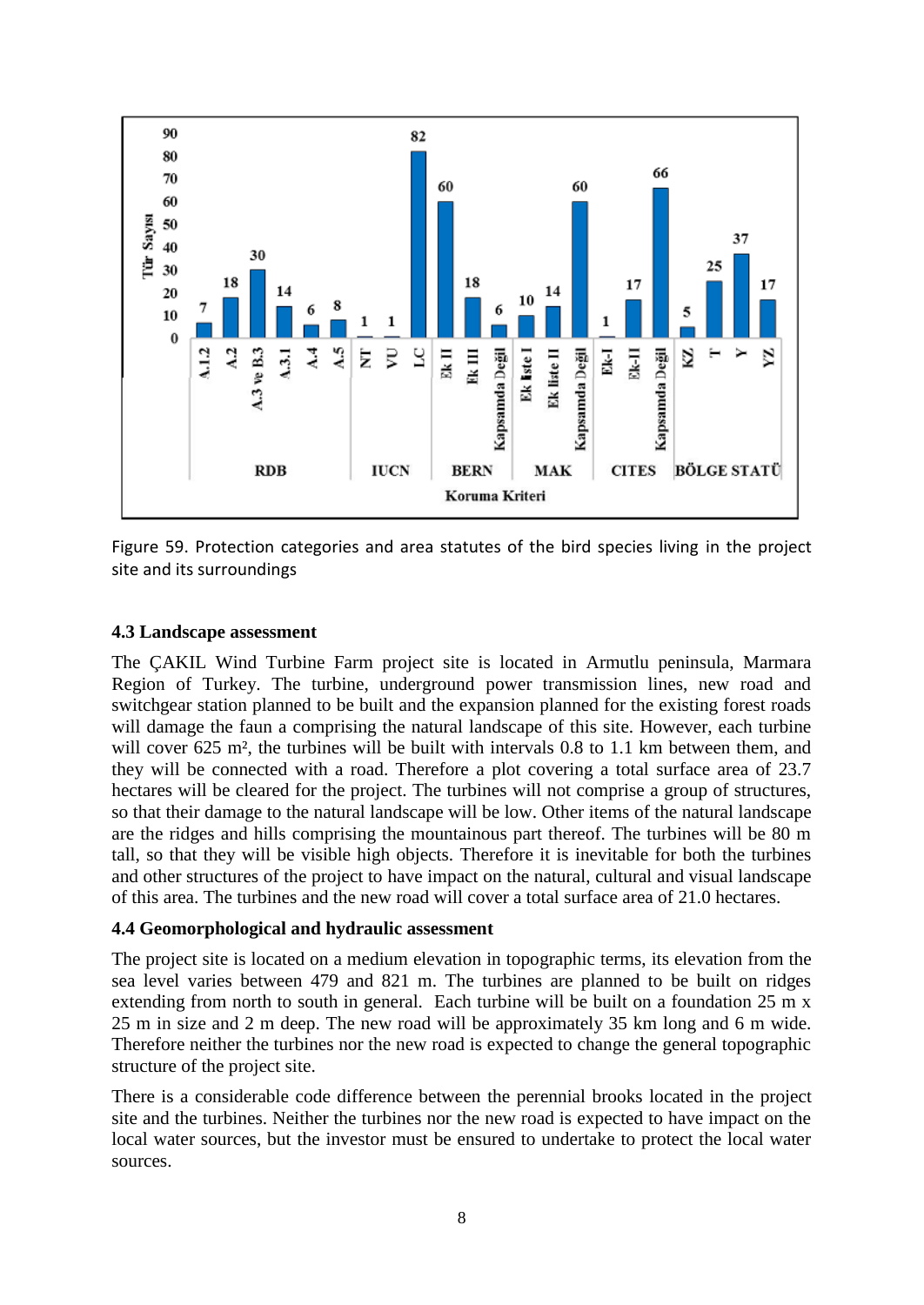Figure 59. Protection categories and area statutes of the bird species living in the project site and its surroundings

### 4.3 Landscape assessment

The ÇAKIL Wind Turbine Farm project site is located in Armutlu peninsula, Marmara Region of Turkey. The turbine, underground power transmission lines, new road and switchgear station planned to be built and the expansion planned for the existing forest roads will damage the faun a comprising the natural landscape of this site. However, each turbine will cover 625 m², the turbines will be built with intervals 0.8 to 1.1 km between them, and they will be connected with a road. Therefore a plot covering a total surface area of 23.7 hectares will be cleared for the project. The turbines will not comprise a group of structures, so that their damage to the natural landscape will be low. Other items of the natural landscape are the ridges and hills comprising the mountainous part thereof. The turbines will be 80 m tall, so that they will be visible high objects. Therefore it is inevitable for both the turbines and other structures of the project to have impact on the natural, cultural and visual landscape of this area. The turbines and the new road will cover a total surface area of 21.0 hectares.

### 4.4 Geomorphological and hydraulic assessment

The project site is located on a medium elevation in topographic terms, its elevation from the sea level varies between 479 and 821 m. The turbines are planned to be built on ridges extending from north to south in general. Each turbine will be built on a foundation 25 m x 25 m in size and 2 m deep. The new road will be approximately 35 km long and 6 m wide. Therefore neither the turbines nor the new road is expected to change the general topographic structure of the project site.

There is a considerable code difference between the perennial brooks located in the project site and the turbines. Neither the turbines nor the new road is expected to have impact on the local water sources, but the investor must be ensured to undertake to protect the local water sources.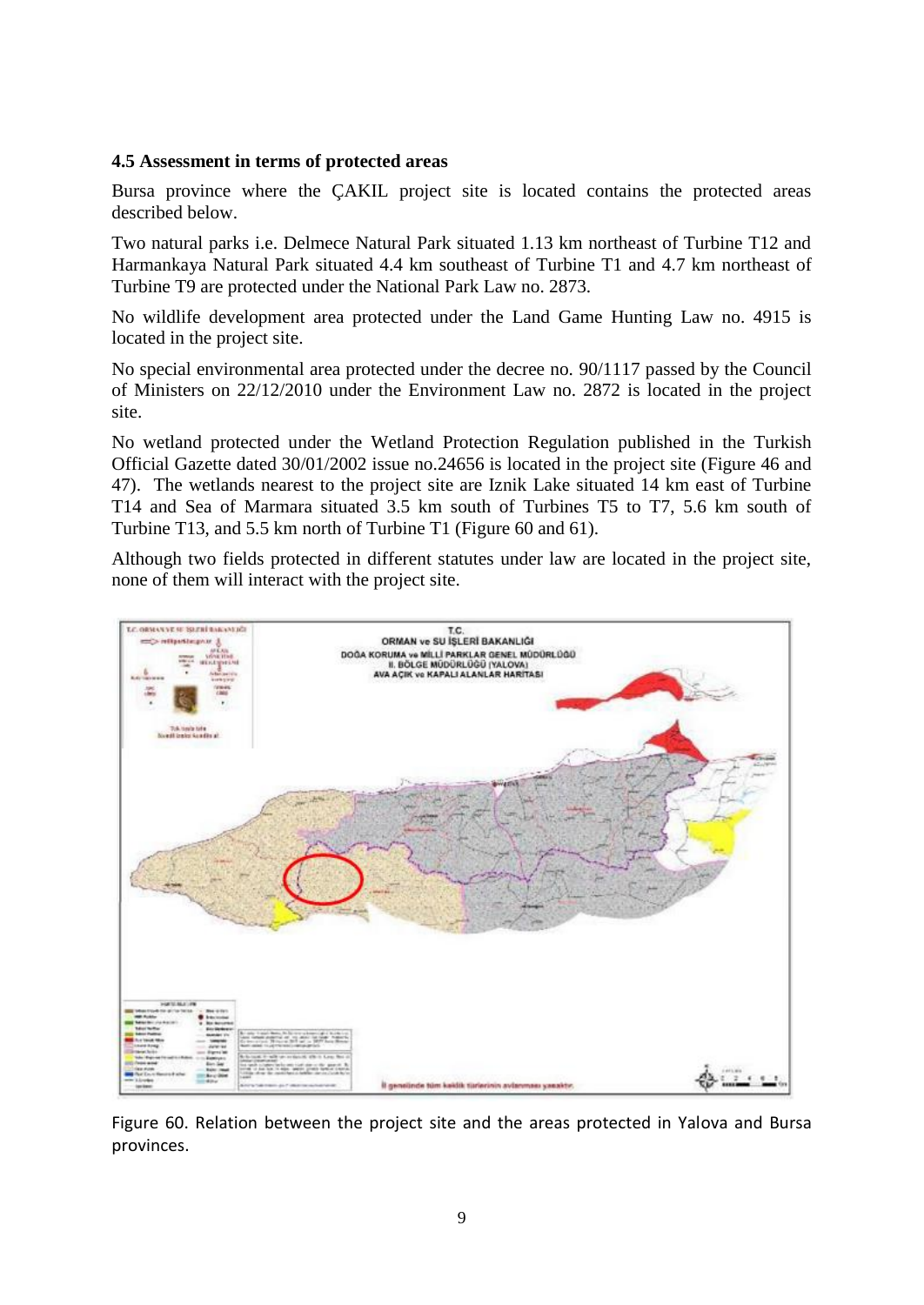### 4.5 Assessment in terms of protected areas

Bursa province where the ÇAKIL project site is located contains the protected areas described below.

Two natural parks i.e. Delmece Natural Park situated 1.13 km northeast of Turbine T12 and Harmankaya Natural Park situated 4.4 km southeast of Turbine T1 and 4.7 km northeast of Turbine T9 are protected under the National Park Law no. 2873.

No wildlife development area protected under the Land Game Hunting Law no. 4915 is located in the project site.

No special environmental area protected under the decree no. 90/1117 passed by the Council of Ministers on 22/12/2010 under the Environment Law no. 2872 is located in the project site.

No wetland protected under the Wetland Protection Regulation published in the Turkish Official Gazette dated 30/01/2002 issue no.24656 is located in the project site (Figure 46 and 47). The wetlands nearest to the project site are Iznik Lake situated 14 km east of Turbine T14 and Sea of Marmara situated 3.5 km south of Turbines T5 to T7, 5.6 km south of Turbine T13, and 5.5 km north of Turbine T1 (Figure 60 and 61).

Although two fields protected in different statutes under law are located in the project site, none of them will interact with the project site.

Figure 60. Relation between the project site and the areas protected in Yalova and Bursa provinces.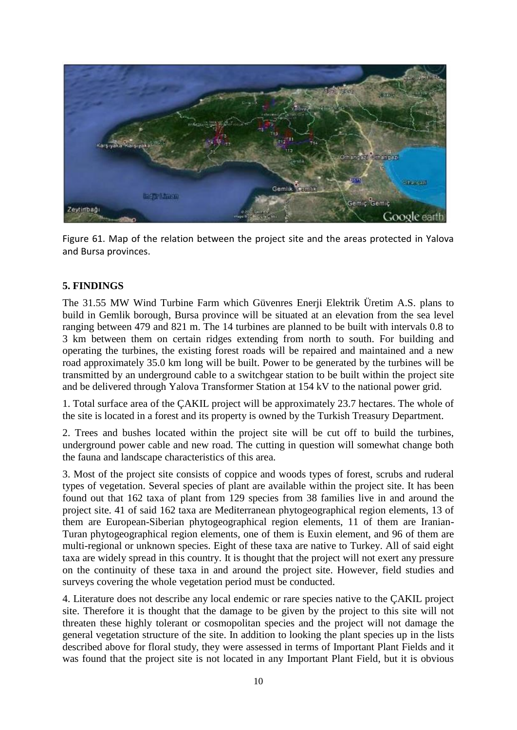Figure 61. Map of the relation between the project site and the areas protected in Yalova and Bursa provinces.

## 5. FINDINGS

The 31.55 MW Wind Turbine Farm which Güvenres Enerji Elektrik Üretim A.S. plans to build in Gemlik borough, Bursa province will be situated at an elevation from the sea level ranging between 479 and 821 m. The 14 turbines are planned to be built with intervals 0.8 to 3 km between them on certain ridges extending from north to south. For building and operating the turbines, the existing forest roads will be repaired and maintained and a new road approximately 35.0 km long will be built. Power to be generated by the turbines will be transmitted by an underground cable to a switchgear station to be built within the project site and be delivered through Yalova Transformer Station at 154 kV to the national power grid.

1. Total surface area of the ÇAKIL project will be approximately 23.7 hectares. The whole of the site is located in a forest and its property is owned by the Turkish Treasury Department.

2. Trees and bushes located within the project site will be cut off to build the turbines, underground power cable and new road. The cutting in question will somewhat change both the fauna and landscape characteristics of this area.

3. Most of the project site consists of coppice and woods types of forest, scrubs and ruderal types of vegetation. Several species of plant are available within the project site. It has been found out that 162 taxa of plant from 129 species from 38 families live in and around the project site. 41 of said 162 taxa are Mediterranean phytogeographical region elements, 13 of them are European-Siberian phytogeographical region elements, 11 of them are Iranian-Turan phytogeographical region elements, one of them is Euxin element, and 96 of them are multi-regional or unknown species. Eight of these taxa are native to Turkey. All of said eight taxa are widely spread in this country. It is thought that the project will not exert any pressure on the continuity of these taxa in and around the project site. However, field studies and surveys covering the whole vegetation period must be conducted.

4. Literature does not describe any local endemic or rare species native to the ÇAKIL project site. Therefore it is thought that the damage to be given by the project to this site will not threaten these highly tolerant or cosmopolitan species and the project will not damage the general vegetation structure of the site. In addition to looking the plant species up in the lists described above for floral study, they were assessed in terms of Important Plant Fields and it was found that the project site is not located in any Important Plant Field, but it is obvious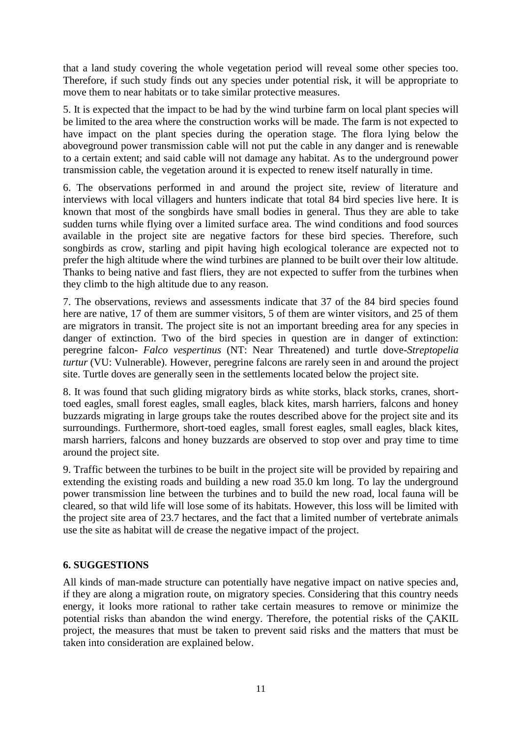that a land study covering the whole vegetation period will reveal some other species too. Therefore, if such study finds out any species under potential risk, it will be appropriate to move them to near habitats or to take similar protective measures.

5. It is expected that the impact to be had by the wind turbine farm on local plant species will be limited to the area where the construction works will be made. The farm is not expected to have impact on the plant species during the operation stage. The flora lying below the aboveground power transmission cable will not put the cable in any danger and is renewable to a certain extent; and said cable will not damage any habitat. As to the underground power transmission cable, the vegetation around it is expected to renew itself naturally in time.

6. The observations performed in and around the project site, review of literature and interviews with local villagers and hunters indicate that total 84 bird species live here. It is known that most of the songbirds have small bodies in general. Thus they are able to take sudden turns while flying over a limited surface area. The wind conditions and food sources available in the project site are negative factors for these bird species. Therefore, such songbirds as crow, starling and pipit having high ecological tolerance are expected not to prefer the high altitude where the wind turbines are planned to be built over their low altitude. Thanks to being native and fast fliers, they are not expected to suffer from the turbines when they climb to the high altitude due to any reason.

7. The observations, reviews and assessments indicate that 37 of the 84 bird species found here are native, 17 of them are summer visitors, 5 of them are winter visitors, and 25 of them are migrators in transit. The project site is not an important breeding area for any species in danger of extinction. Two of the bird species in question are in danger of extinction: peregrine falcon- *Falco vespertinus* (NT: Near Threatened) and turtle dove-*Streptopelia turtur* (VU: Vulnerable). However, peregrine falcons are rarely seen in and around the project site. Turtle doves are generally seen in the settlements located below the project site.

8. It was found that such gliding migratory birds as white storks, black storks, cranes, short-toed eagles, small forest eagles, small eagles, black kites, marsh harriers, falcons and honey buzzards migrating in large groups take the routes described above for the project site and its surroundings. Furthermore, short-toed eagles, small forest eagles, small eagles, black kites, marsh harriers, falcons and honey buzzards are observed to stop over and pray time to time around the project site.

9. Traffic between the turbines to be built in the project site will be provided by repairing and extending the existing roads and building a new road 35.0 km long. To lay the underground power transmission line between the turbines and to build the new road, local fauna will be cleared, so that wild life will lose some of its habitats. However, this loss will be limited with the project site area of 23.7 hectares, and the fact that a limited number of vertebrate animals use the site as habitat will de crease the negative impact of the project.

## 6. SUGGESTIONS

All kinds of man-made structure can potentially have negative impact on native species and, if they are along a migration route, on migratory species. Considering that this country needs energy, it looks more rational to rather take certain measures to remove or minimize the potential risks than abandon the wind energy. Therefore, the potential risks of the ÇAKIL project, the measures that must be taken to prevent said risks and the matters that must be taken into consideration are explained below.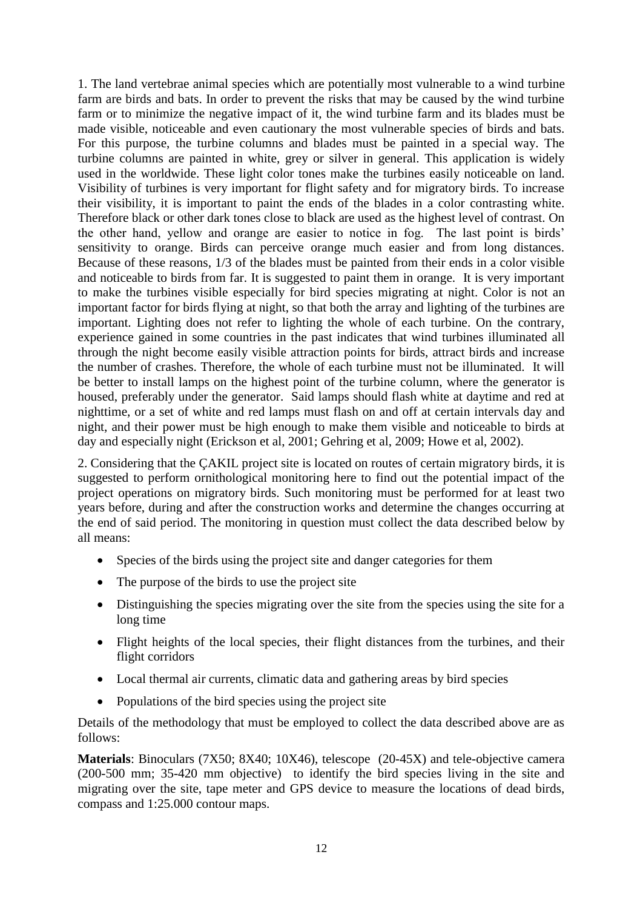1. The land vertebrae animal species which are potentially most vulnerable to a wind turbine farm are birds and bats. In order to prevent the risks that may be caused by the wind turbine farm or to minimize the negative impact of it, the wind turbine farm and its blades must be made visible, noticeable and even cautionary the most vulnerable species of birds and bats. For this purpose, the turbine columns and blades must be painted in a special way. The turbine columns are painted in white, grey or silver in general. This application is widely used in the worldwide. These light color tones make the turbines easily noticeable on land. Visibility of turbines is very important for flight safety and for migratory birds. To increase their visibility, it is important to paint the ends of the blades in a color contrasting white. Therefore black or other dark tones close to black are used as the highest level of contrast. On the other hand, yellow and orange are easier to notice in fog. The last point is birds' sensitivity to orange. Birds can perceive orange much easier and from long distances. Because of these reasons, 1/3 of the blades must be painted from their ends in a color visible and noticeable to birds from far. It is suggested to paint them in orange. It is very important to make the turbines visible especially for bird species migrating at night. Color is not an important factor for birds flying at night, so that both the array and lighting of the turbines are important. Lighting does not refer to lighting the whole of each turbine. On the contrary, experience gained in some countries in the past indicates that wind turbines illuminated all through the night become easily visible attraction points for birds, attract birds and increase the number of crashes. Therefore, the whole of each turbine must not be illuminated. It will be better to install lamps on the highest point of the turbine column, where the generator is housed, preferably under the generator. Said lamps should flash white at daytime and red at nighttime, or a set of white and red lamps must flash on and off at certain intervals day and night, and their power must be high enough to make them visible and noticeable to birds at day and especially night (Erickson et al, 2001; Gehring et al, 2009; Howe et al, 2002).

2. Considering that the ÇAKIL project site is located on routes of certain migratory birds, it is suggested to perform ornithological monitoring here to find out the potential impact of the project operations on migratory birds. Such monitoring must be performed for at least two years before, during and after the construction works and determine the changes occurring at the end of said period. The monitoring in question must collect the data described below by all means:

- Species of the birds using the project site and danger categories for them
- The purpose of the birds to use the project site
- Distinguishing the species migrating over the site from the species using the site for a long time
- Flight heights of the local species, their flight distances from the turbines, and their flight corridors
- Local thermal air currents, climatic data and gathering areas by bird species
- Populations of the bird species using the project site

Details of the methodology that must be employed to collect the data described above are as follows:

**Materials**: Binoculars (7X50; 8X40; 10X46), telescope (20-45X) and tele-objective camera (200-500 mm; 35-420 mm objective) to identify the bird species living in the site and migrating over the site, tape meter and GPS device to measure the locations of dead birds, compass and 1:25.000 contour maps.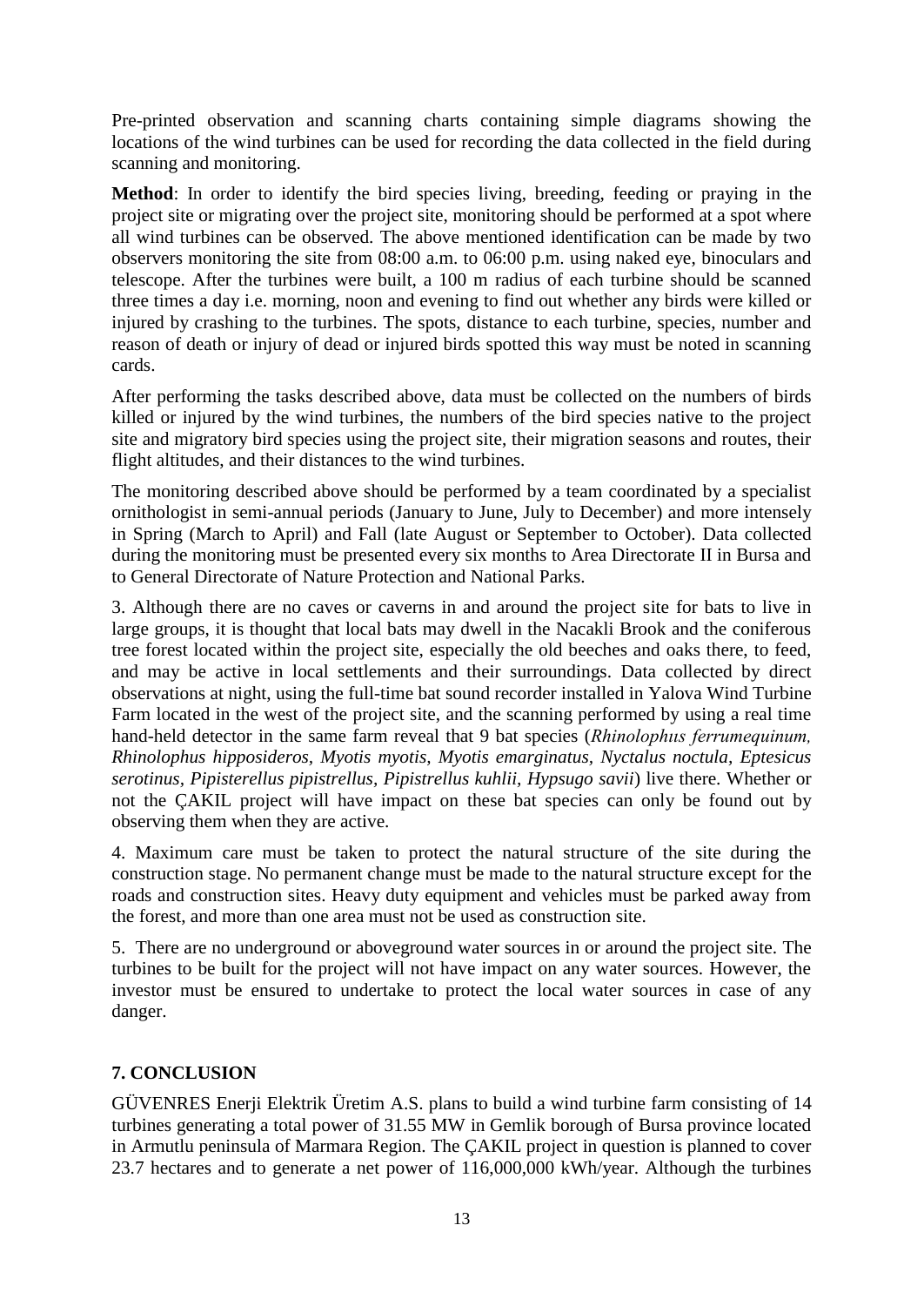Pre-printed observation and scanning charts containing simple diagrams showing the locations of the wind turbines can be used for recording the data collected in the field during scanning and monitoring.

**Method**: In order to identify the bird species living, breeding, feeding or praying in the project site or migrating over the project site, monitoring should be performed at a spot where all wind turbines can be observed. The above mentioned identification can be made by two observers monitoring the site from 08:00 a.m. to 06:00 p.m. using naked eye, binoculars and telescope. After the turbines were built, a 100 m radius of each turbine should be scanned three times a day i.e. morning, noon and evening to find out whether any birds were killed or injured by crashing to the turbines. The spots, distance to each turbine, species, number and reason of death or injury of dead or injured birds spotted this way must be noted in scanning cards.

After performing the tasks described above, data must be collected on the numbers of birds killed or injured by the wind turbines, the numbers of the bird species native to the project site and migratory bird species using the project site, their migration seasons and routes, their flight altitudes, and their distances to the wind turbines.

The monitoring described above should be performed by a team coordinated by a specialist ornithologist in semi-annual periods (January to June, July to December) and more intensely in Spring (March to April) and Fall (late August or September to October). Data collected during the monitoring must be presented every six months to Area Directorate II in Bursa and to General Directorate of Nature Protection and National Parks.

3. Although there are no caves or caverns in and around the project site for bats to live in large groups, it is thought that local bats may dwell in the Nacakli Brook and the coniferous tree forest located within the project site, especially the old beeches and oaks there, to feed, and may be active in local settlements and their surroundings. Data collected by direct observations at night, using the full-time bat sound recorder installed in Yalova Wind Turbine Farm located in the west of the project site, and the scanning performed by using a real time hand-held detector in the same farm reveal that 9 bat species (*Rhinolophııs ferrumequinum, Rhinolophus hipposideros, Myotis myotis, Myotis emarginatus, Nyctalus noctula, Eptesicus serotinus, Pipisterellus pipistrellus, Pipistrellus kuhlii, Hypsugo savii*) live there. Whether or not the ÇAKIL project will have impact on these bat species can only be found out by observing them when they are active.

4. Maximum care must be taken to protect the natural structure of the site during the construction stage. No permanent change must be made to the natural structure except for the roads and construction sites. Heavy duty equipment and vehicles must be parked away from the forest, and more than one area must not be used as construction site.

5. There are no underground or aboveground water sources in or around the project site. The turbines to be built for the project will not have impact on any water sources. However, the investor must be ensured to undertake to protect the local water sources in case of any danger.

## 7. CONCLUSION

GÜVENRES Enerji Elektrik Üretim A.S. plans to build a wind turbine farm consisting of 14 turbines generating a total power of 31.55 MW in Gemlik borough of Bursa province located in Armutlu peninsula of Marmara Region. The ÇAKIL project in question is planned to cover 23.7 hectares and to generate a net power of 116,000,000 kWh/year. Although the turbines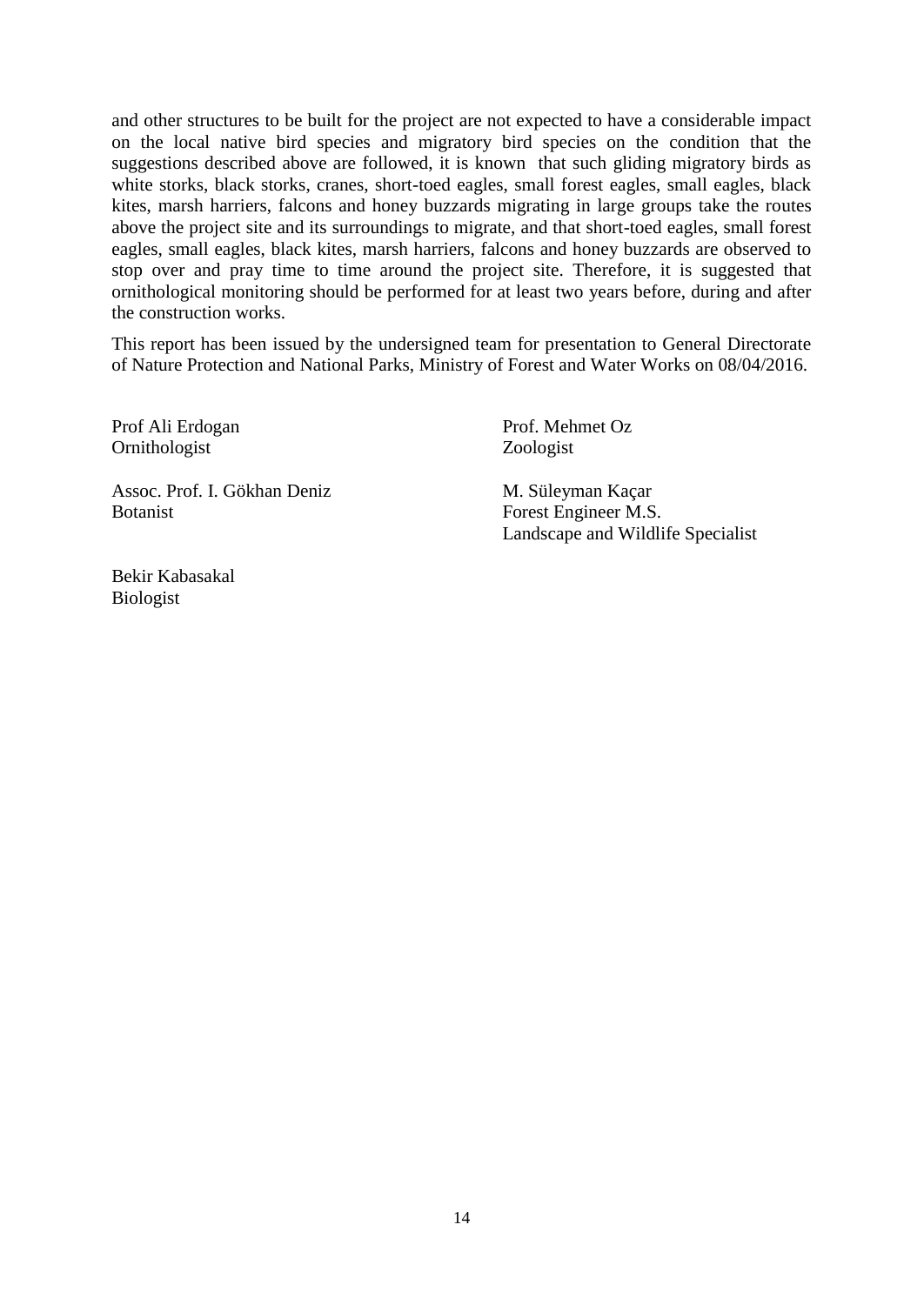and other structures to be built for the project are not expected to have a considerable impact on the local native bird species and migratory bird species on the condition that the suggestions described above are followed, it is known that such gliding migratory birds as white storks, black storks, cranes, short-toed eagles, small forest eagles, small eagles, black kites, marsh harriers, falcons and honey buzzards migrating in large groups take the routes above the project site and its surroundings to migrate, and that short-toed eagles, small forest eagles, small eagles, black kites, marsh harriers, falcons and honey buzzards are observed to stop over and pray time to time around the project site. Therefore, it is suggested that ornithological monitoring should be performed for at least two years before, during and after the construction works.

This report has been issued by the undersigned team for presentation to General Directorate of Nature Protection and National Parks, Ministry of Forest and Water Works on 08/04/2016.

Prof Ali Erdogan
Ornithologist

Prof. Mehmet Oz
Zoologist

Assoc. Prof. I. Gökhan Deniz
Botanist

M. Süleyman Kaçar
Forest Engineer M.S.
Landscape and Wildlife Specialist

Bekir Kabasakal
Biologist